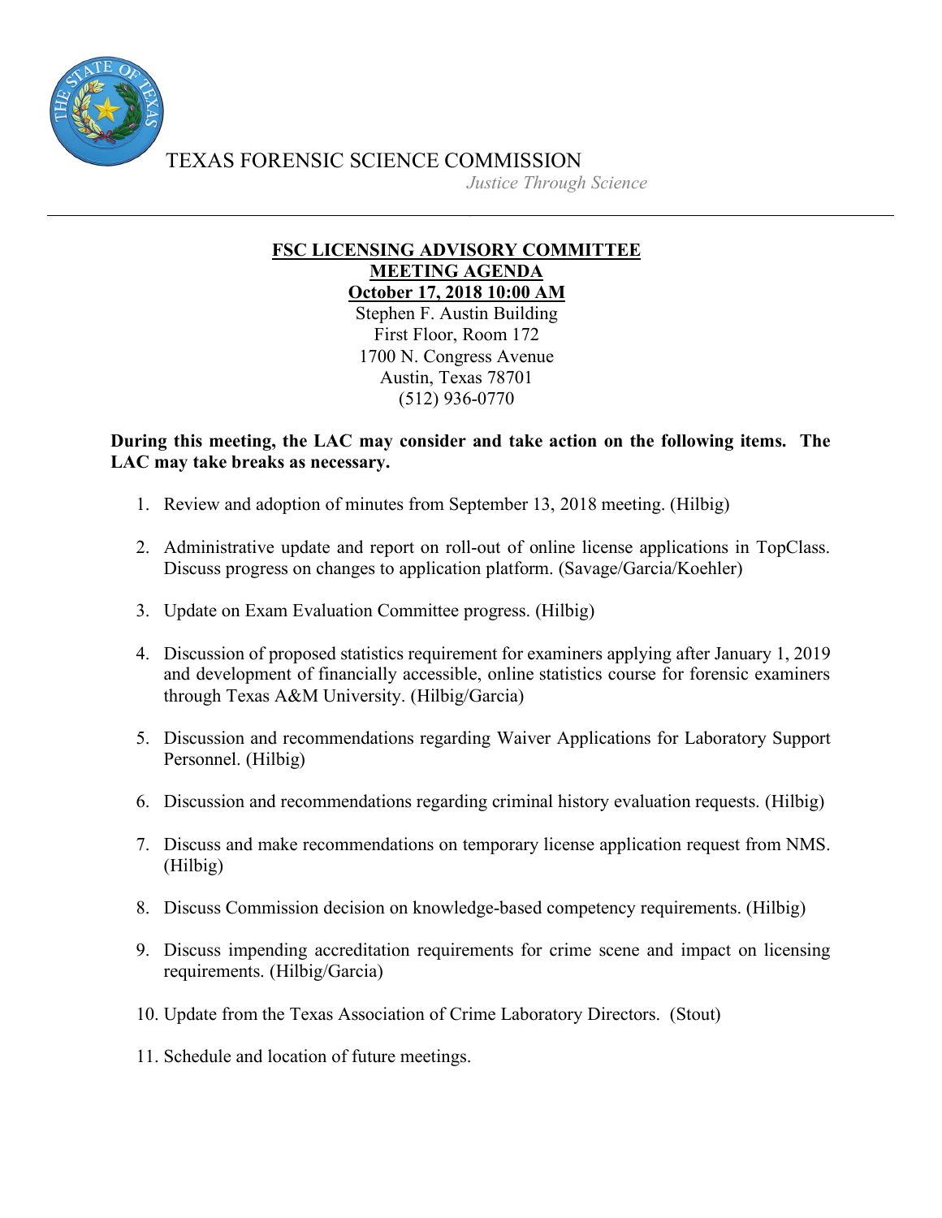TEXAS FORENSIC SCIENCE COMMISSION

*Justice Through Science*

---

**FSC LICENSING ADVISORY COMMITTEE**
**MEETING AGENDA**
**October 17, 2018 10:00 AM**

Stephen F. Austin Building
First Floor, Room 172
1700 N. Congress Avenue
Austin, Texas 78701
(512) 936-0770

**During this meeting, the LAC may consider and take action on the following items. The LAC may take breaks as necessary.**

1. Review and adoption of minutes from September 13, 2018 meeting. (Hilbig)

2. Administrative update and report on roll-out of online license applications in TopClass. Discuss progress on changes to application platform. (Savage/Garcia/Koehler)

3. Update on Exam Evaluation Committee progress. (Hilbig)

4. Discussion of proposed statistics requirement for examiners applying after January 1, 2019 and development of financially accessible, online statistics course for forensic examiners through Texas A&M University. (Hilbig/Garcia)

5. Discussion and recommendations regarding Waiver Applications for Laboratory Support Personnel. (Hilbig)

6. Discussion and recommendations regarding criminal history evaluation requests. (Hilbig)

7. Discuss and make recommendations on temporary license application request from NMS. (Hilbig)

8. Discuss Commission decision on knowledge-based competency requirements. (Hilbig)

9. Discuss impending accreditation requirements for crime scene and impact on licensing requirements. (Hilbig/Garcia)

10. Update from the Texas Association of Crime Laboratory Directors. (Stout)

11. Schedule and location of future meetings.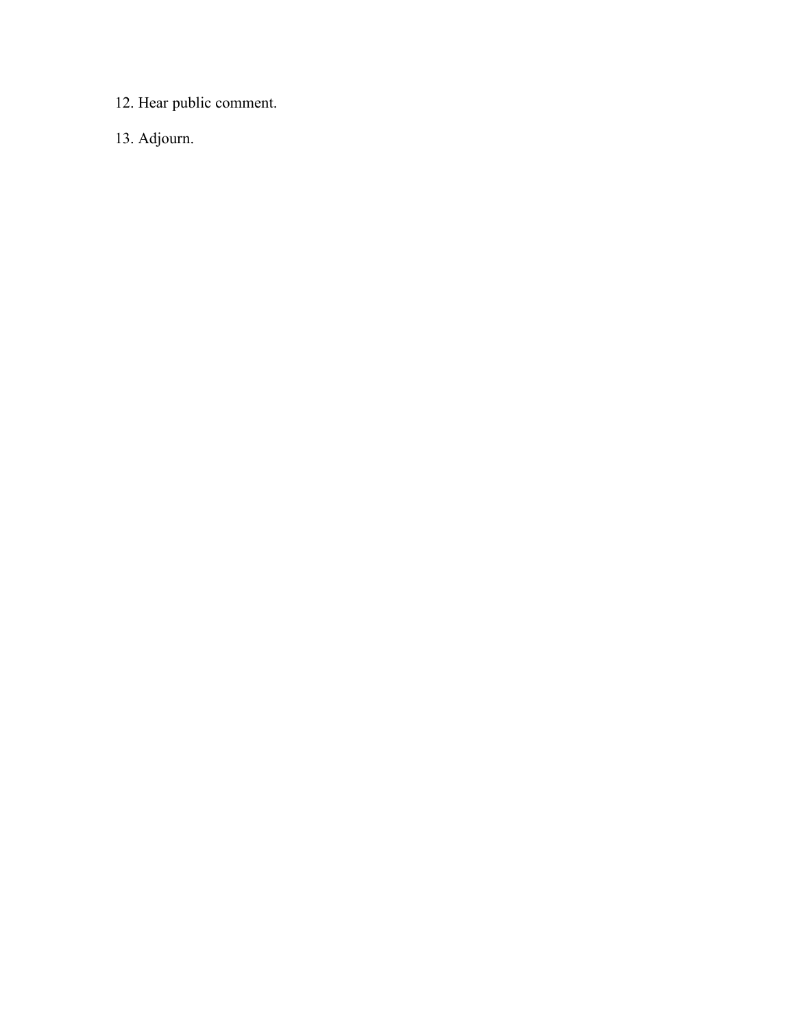12. Hear public comment.

13. Adjourn.